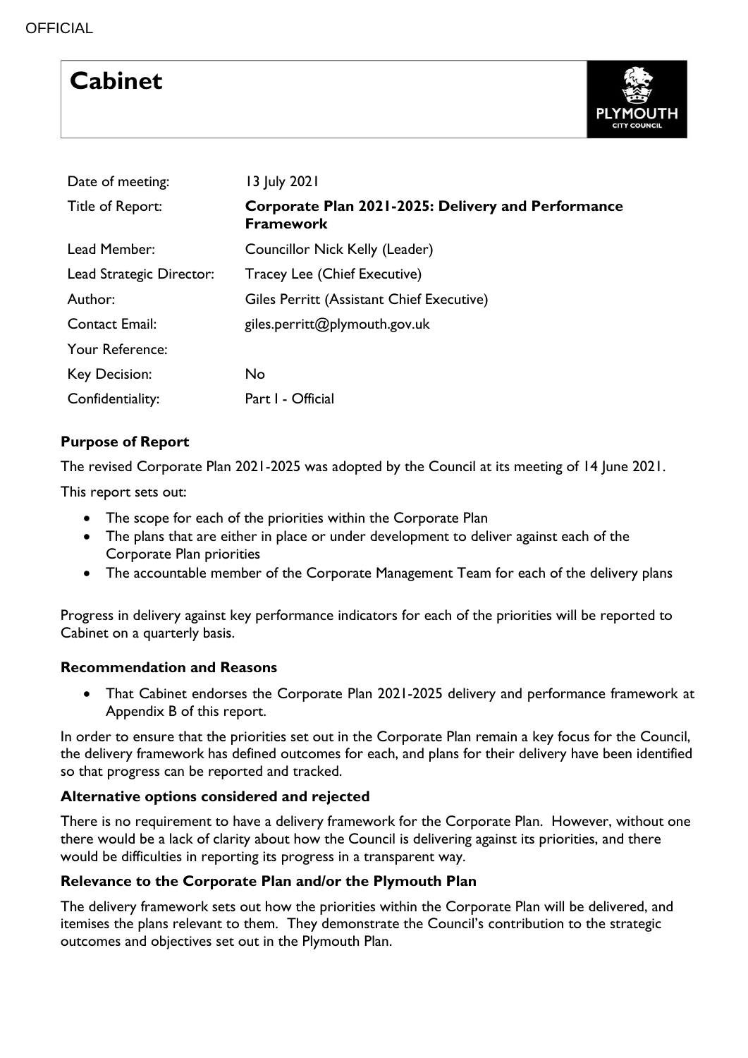OFFICIAL

# Cabinet

| | |
|---|---|
| Date of meeting: | 13 July 2021 |
| Title of Report: | **Corporate Plan 2021-2025: Delivery and Performance Framework** |
| Lead Member: | Councillor Nick Kelly (Leader) |
| Lead Strategic Director: | Tracey Lee (Chief Executive) |
| Author: | Giles Perritt (Assistant Chief Executive) |
| Contact Email: | giles.perritt@plymouth.gov.uk |
| Your Reference: | |
| Key Decision: | No |
| Confidentiality: | Part I - Official |

**Purpose of Report**

The revised Corporate Plan 2021-2025 was adopted by the Council at its meeting of 14 June 2021.

This report sets out:

- The scope for each of the priorities within the Corporate Plan
- The plans that are either in place or under development to deliver against each of the Corporate Plan priorities
- The accountable member of the Corporate Management Team for each of the delivery plans

Progress in delivery against key performance indicators for each of the priorities will be reported to Cabinet on a quarterly basis.

**Recommendation and Reasons**

- That Cabinet endorses the Corporate Plan 2021-2025 delivery and performance framework at Appendix B of this report.

In order to ensure that the priorities set out in the Corporate Plan remain a key focus for the Council, the delivery framework has defined outcomes for each, and plans for their delivery have been identified so that progress can be reported and tracked.

**Alternative options considered and rejected**

There is no requirement to have a delivery framework for the Corporate Plan. However, without one there would be a lack of clarity about how the Council is delivering against its priorities, and there would be difficulties in reporting its progress in a transparent way.

**Relevance to the Corporate Plan and/or the Plymouth Plan**

The delivery framework sets out how the priorities within the Corporate Plan will be delivered, and itemises the plans relevant to them. They demonstrate the Council's contribution to the strategic outcomes and objectives set out in the Plymouth Plan.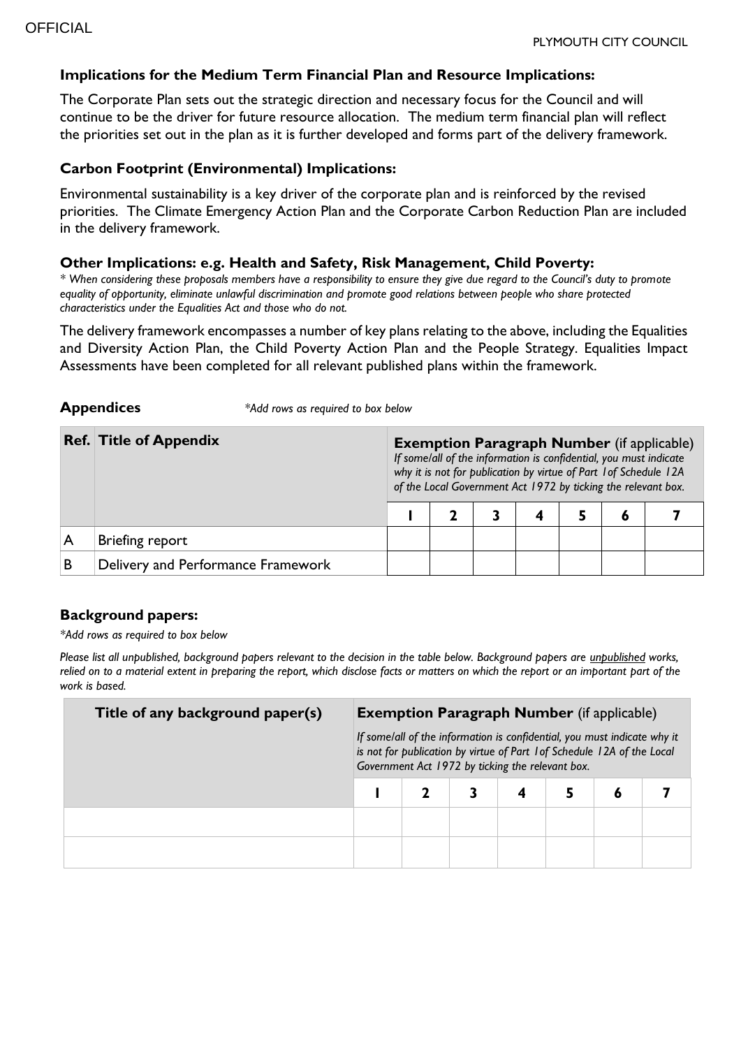### Implications for the Medium Term Financial Plan and Resource Implications:

The Corporate Plan sets out the strategic direction and necessary focus for the Council and will continue to be the driver for future resource allocation. The medium term financial plan will reflect the priorities set out in the plan as it is further developed and forms part of the delivery framework.

### Carbon Footprint (Environmental) Implications:

Environmental sustainability is a key driver of the corporate plan and is reinforced by the revised priorities. The Climate Emergency Action Plan and the Corporate Carbon Reduction Plan are included in the delivery framework.

### Other Implications: e.g. Health and Safety, Risk Management, Child Poverty:

*\* When considering these proposals members have a responsibility to ensure they give due regard to the Council's duty to promote equality of opportunity, eliminate unlawful discrimination and promote good relations between people who share protected characteristics under the Equalities Act and those who do not.*

The delivery framework encompasses a number of key plans relating to the above, including the Equalities and Diversity Action Plan, the Child Poverty Action Plan and the People Strategy. Equalities Impact Assessments have been completed for all relevant published plans within the framework.

**Appendices** *\*Add rows as required to box below*

| Ref. | Title of Appendix | **Exemption Paragraph Number** (if applicable) *If some/all of the information is confidential, you must indicate why it is not for publication by virtue of Part 1of Schedule 12A of the Local Government Act 1972 by ticking the relevant box.* | | | | | | |
|---|---|---|---|---|---|---|---|---|
| | | 1 | 2 | 3 | 4 | 5 | 6 | 7 |
| A | Briefing report | | | | | | | |
| B | Delivery and Performance Framework | | | | | | | |

### Background papers:

*\*Add rows as required to box below*

*Please list all unpublished, background papers relevant to the decision in the table below. Background papers are unpublished works, relied on to a material extent in preparing the report, which disclose facts or matters on which the report or an important part of the work is based.*

| Title of any background paper(s) | **Exemption Paragraph Number** (if applicable) *If some/all of the information is confidential, you must indicate why it is not for publication by virtue of Part 1of Schedule 12A of the Local Government Act 1972 by ticking the relevant box.* | | | | | | |
|---|---|---|---|---|---|---|---|
| | 1 | 2 | 3 | 4 | 5 | 6 | 7 |
| | | | | | | | |
| | | | | | | | |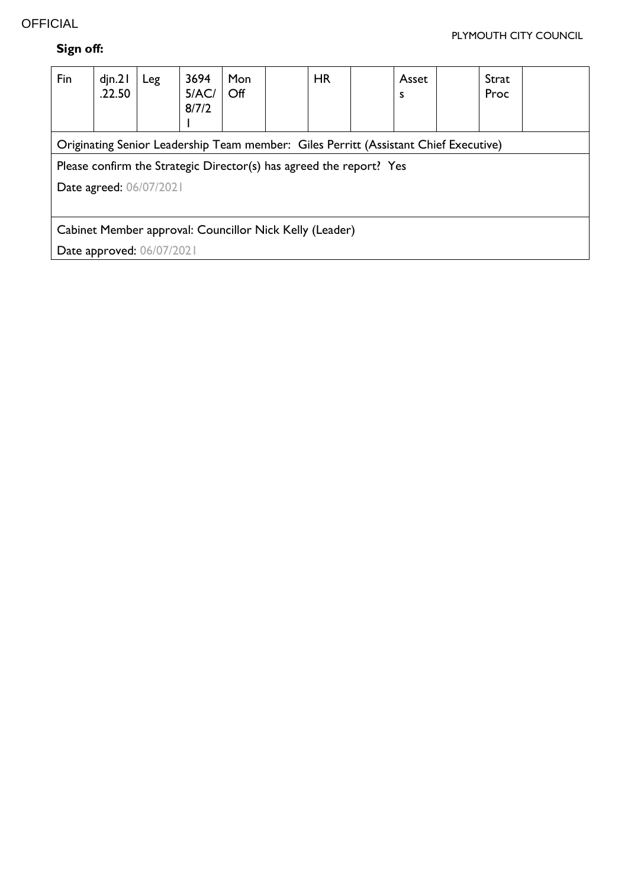**Sign off:**

| Fin | djn.21.22.50 | Leg | 36945/AC/8/7/21 | Mon Off | | HR | | Assets | | Strat Proc | |
|---|---|---|---|---|---|---|---|---|---|---|---|
| Originating Senior Leadership Team member: Giles Perritt (Assistant Chief Executive) | | | | | | | | | | | |
| Please confirm the Strategic Director(s) has agreed the report? Yes<br>Date agreed: 06/07/2021 | | | | | | | | | | | |
| Cabinet Member approval: Councillor Nick Kelly (Leader)<br>Date approved: 06/07/2021 | | | | | | | | | | | |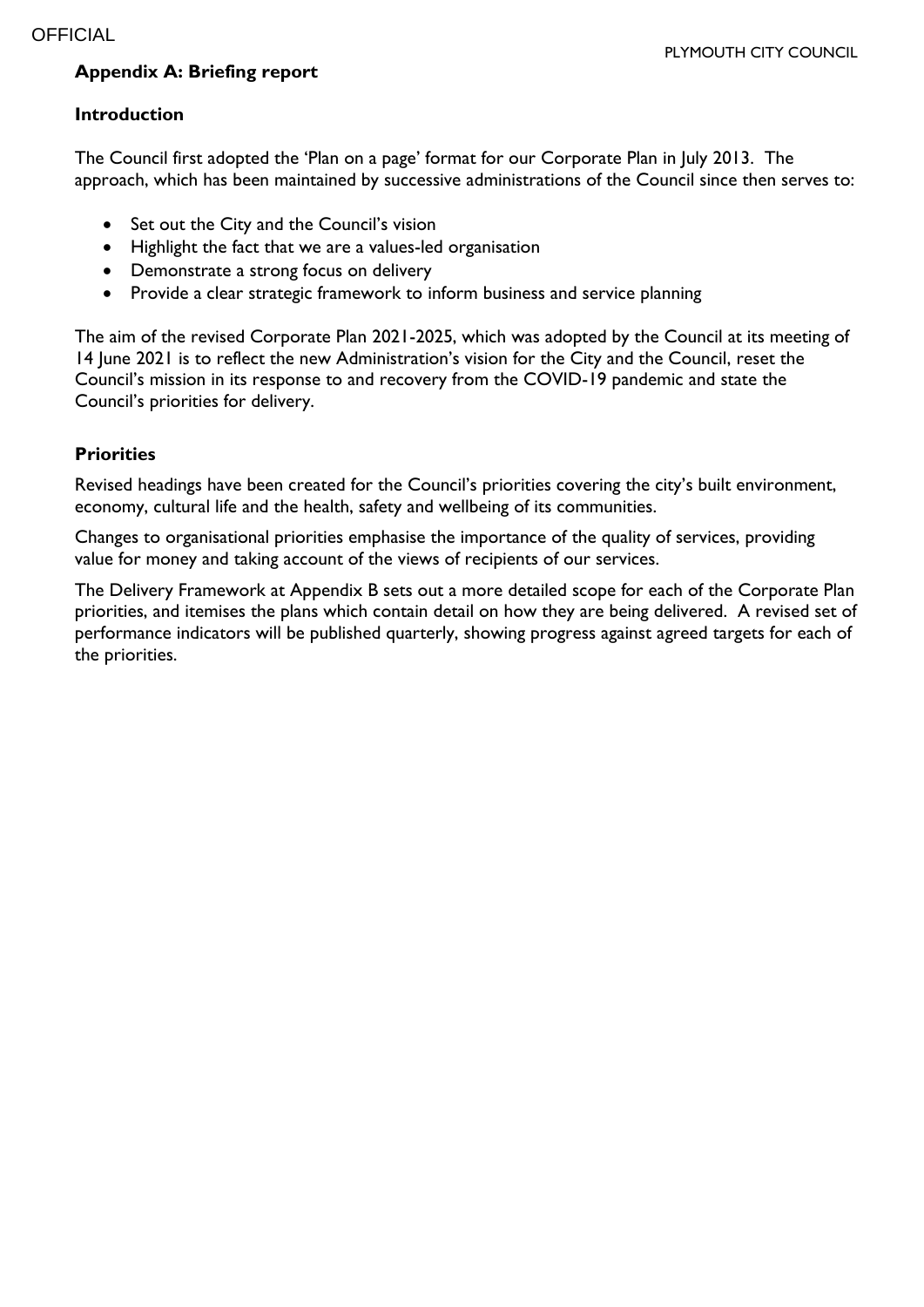## Appendix A: Briefing report

### Introduction

The Council first adopted the 'Plan on a page' format for our Corporate Plan in July 2013. The approach, which has been maintained by successive administrations of the Council since then serves to:

- Set out the City and the Council's vision
- Highlight the fact that we are a values-led organisation
- Demonstrate a strong focus on delivery
- Provide a clear strategic framework to inform business and service planning

The aim of the revised Corporate Plan 2021-2025, which was adopted by the Council at its meeting of 14 June 2021 is to reflect the new Administration's vision for the City and the Council, reset the Council's mission in its response to and recovery from the COVID-19 pandemic and state the Council's priorities for delivery.

### Priorities

Revised headings have been created for the Council's priorities covering the city's built environment, economy, cultural life and the health, safety and wellbeing of its communities.

Changes to organisational priorities emphasise the importance of the quality of services, providing value for money and taking account of the views of recipients of our services.

The Delivery Framework at Appendix B sets out a more detailed scope for each of the Corporate Plan priorities, and itemises the plans which contain detail on how they are being delivered. A revised set of performance indicators will be published quarterly, showing progress against agreed targets for each of the priorities.